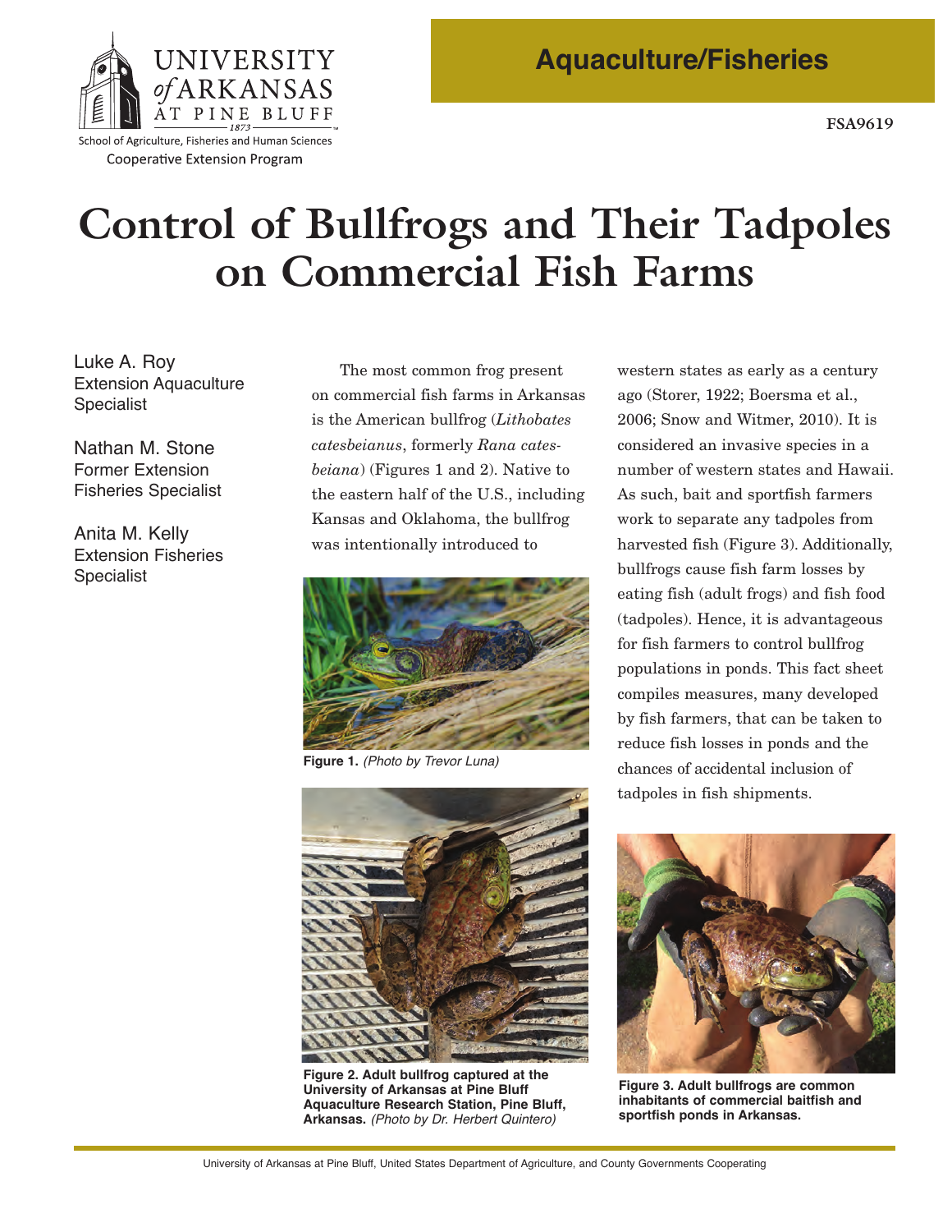Aquaculture/Fisheries

FSA9619

# Control of Bullfrogs and Their Tadpoles on Commercial Fish Farms

Luke A. Roy
Extension Aquaculture Specialist

Nathan M. Stone
Former Extension Fisheries Specialist

Anita M. Kelly
Extension Fisheries Specialist

The most common frog present on commercial fish farms in Arkansas is the American bullfrog (*Lithobates catesbeianus*, formerly *Rana catesbeiana*) (Figures 1 and 2). Native to the eastern half of the U.S., including Kansas and Oklahoma, the bullfrog was intentionally introduced to western states as early as a century ago (Storer, 1922; Boersma et al., 2006; Snow and Witmer, 2010). It is considered an invasive species in a number of western states and Hawaii. As such, bait and sportfish farmers work to separate any tadpoles from harvested fish (Figure 3). Additionally, bullfrogs cause fish farm losses by eating fish (adult frogs) and fish food (tadpoles). Hence, it is advantageous for fish farmers to control bullfrog populations in ponds. This fact sheet compiles measures, many developed by fish farmers, that can be taken to reduce fish losses in ponds and the chances of accidental inclusion of tadpoles in fish shipments.

**Figure 1.** *(Photo by Trevor Luna)*

**Figure 2. Adult bullfrog captured at the University of Arkansas at Pine Bluff Aquaculture Research Station, Pine Bluff, Arkansas.** *(Photo by Dr. Herbert Quintero)*

**Figure 3. Adult bullfrogs are common inhabitants of commercial baitfish and sportfish ponds in Arkansas.**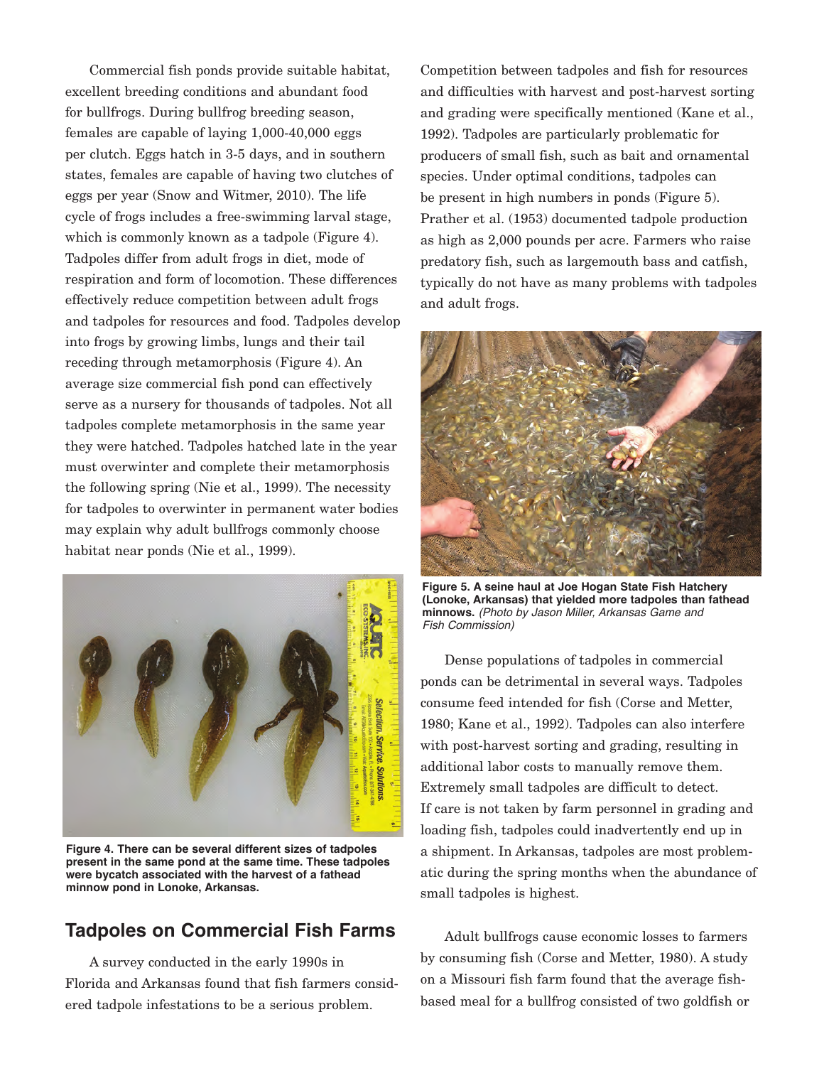Commercial fish ponds provide suitable habitat, excellent breeding conditions and abundant food for bullfrogs. During bullfrog breeding season, females are capable of laying 1,000-40,000 eggs per clutch. Eggs hatch in 3-5 days, and in southern states, females are capable of having two clutches of eggs per year (Snow and Witmer, 2010). The life cycle of frogs includes a free-swimming larval stage, which is commonly known as a tadpole (Figure 4). Tadpoles differ from adult frogs in diet, mode of respiration and form of locomotion. These differences effectively reduce competition between adult frogs and tadpoles for resources and food. Tadpoles develop into frogs by growing limbs, lungs and their tail receding through metamorphosis (Figure 4). An average size commercial fish pond can effectively serve as a nursery for thousands of tadpoles. Not all tadpoles complete metamorphosis in the same year they were hatched. Tadpoles hatched late in the year must overwinter and complete their metamorphosis the following spring (Nie et al., 1999). The necessity for tadpoles to overwinter in permanent water bodies may explain why adult bullfrogs commonly choose habitat near ponds (Nie et al., 1999).

**Figure 4. There can be several different sizes of tadpoles present in the same pond at the same time. These tadpoles were bycatch associated with the harvest of a fathead minnow pond in Lonoke, Arkansas.**

## Tadpoles on Commercial Fish Farms

A survey conducted in the early 1990s in Florida and Arkansas found that fish farmers considered tadpole infestations to be a serious problem. Competition between tadpoles and fish for resources and difficulties with harvest and post-harvest sorting and grading were specifically mentioned (Kane et al., 1992). Tadpoles are particularly problematic for producers of small fish, such as bait and ornamental species. Under optimal conditions, tadpoles can be present in high numbers in ponds (Figure 5). Prather et al. (1953) documented tadpole production as high as 2,000 pounds per acre. Farmers who raise predatory fish, such as largemouth bass and catfish, typically do not have as many problems with tadpoles and adult frogs.

**Figure 5. A seine haul at Joe Hogan State Fish Hatchery (Lonoke, Arkansas) that yielded more tadpoles than fathead minnows.** *(Photo by Jason Miller, Arkansas Game and Fish Commission)*

Dense populations of tadpoles in commercial ponds can be detrimental in several ways. Tadpoles consume feed intended for fish (Corse and Metter, 1980; Kane et al., 1992). Tadpoles can also interfere with post-harvest sorting and grading, resulting in additional labor costs to manually remove them. Extremely small tadpoles are difficult to detect. If care is not taken by farm personnel in grading and loading fish, tadpoles could inadvertently end up in a shipment. In Arkansas, tadpoles are most problematic during the spring months when the abundance of small tadpoles is highest.

Adult bullfrogs cause economic losses to farmers by consuming fish (Corse and Metter, 1980). A study on a Missouri fish farm found that the average fish-based meal for a bullfrog consisted of two goldfish or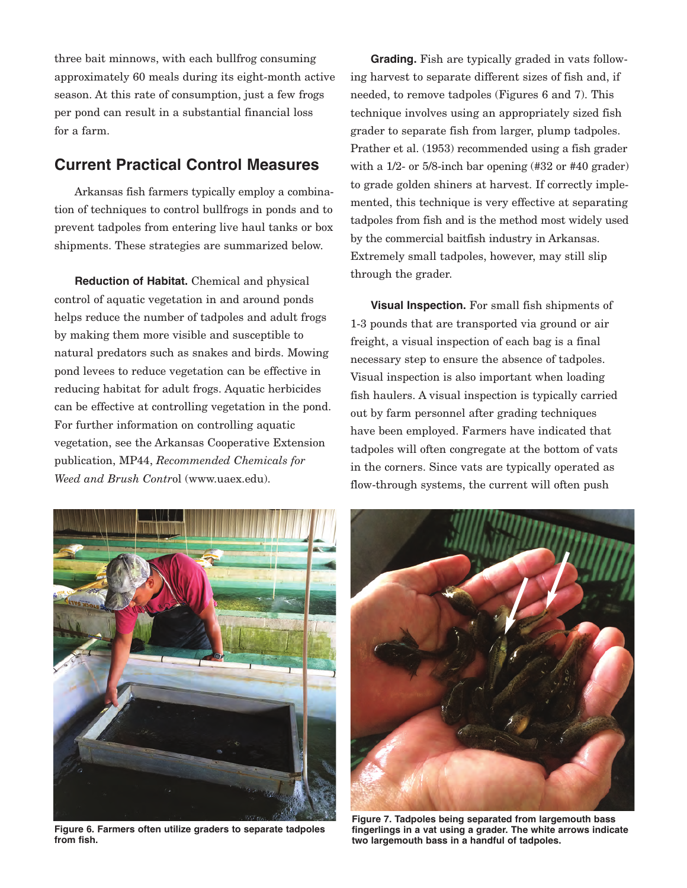three bait minnows, with each bullfrog consuming approximately 60 meals during its eight-month active season. At this rate of consumption, just a few frogs per pond can result in a substantial financial loss for a farm.

## Current Practical Control Measures

Arkansas fish farmers typically employ a combination of techniques to control bullfrogs in ponds and to prevent tadpoles from entering live haul tanks or box shipments. These strategies are summarized below.

**Reduction of Habitat.** Chemical and physical control of aquatic vegetation in and around ponds helps reduce the number of tadpoles and adult frogs by making them more visible and susceptible to natural predators such as snakes and birds. Mowing pond levees to reduce vegetation can be effective in reducing habitat for adult frogs. Aquatic herbicides can be effective at controlling vegetation in the pond. For further information on controlling aquatic vegetation, see the Arkansas Cooperative Extension publication, MP44, *Recommended Chemicals for Weed and Brush Control* (www.uaex.edu).

**Grading.** Fish are typically graded in vats following harvest to separate different sizes of fish and, if needed, to remove tadpoles (Figures 6 and 7). This technique involves using an appropriately sized fish grader to separate fish from larger, plump tadpoles. Prather et al. (1953) recommended using a fish grader with a 1/2- or 5/8-inch bar opening (#32 or #40 grader) to grade golden shiners at harvest. If correctly implemented, this technique is very effective at separating tadpoles from fish and is the method most widely used by the commercial baitfish industry in Arkansas. Extremely small tadpoles, however, may still slip through the grader.

**Visual Inspection.** For small fish shipments of 1-3 pounds that are transported via ground or air freight, a visual inspection of each bag is a final necessary step to ensure the absence of tadpoles. Visual inspection is also important when loading fish haulers. A visual inspection is typically carried out by farm personnel after grading techniques have been employed. Farmers have indicated that tadpoles will often congregate at the bottom of vats in the corners. Since vats are typically operated as flow-through systems, the current will often push

**Figure 6. Farmers often utilize graders to separate tadpoles from fish.**

**Figure 7. Tadpoles being separated from largemouth bass fingerlings in a vat using a grader. The white arrows indicate two largemouth bass in a handful of tadpoles.**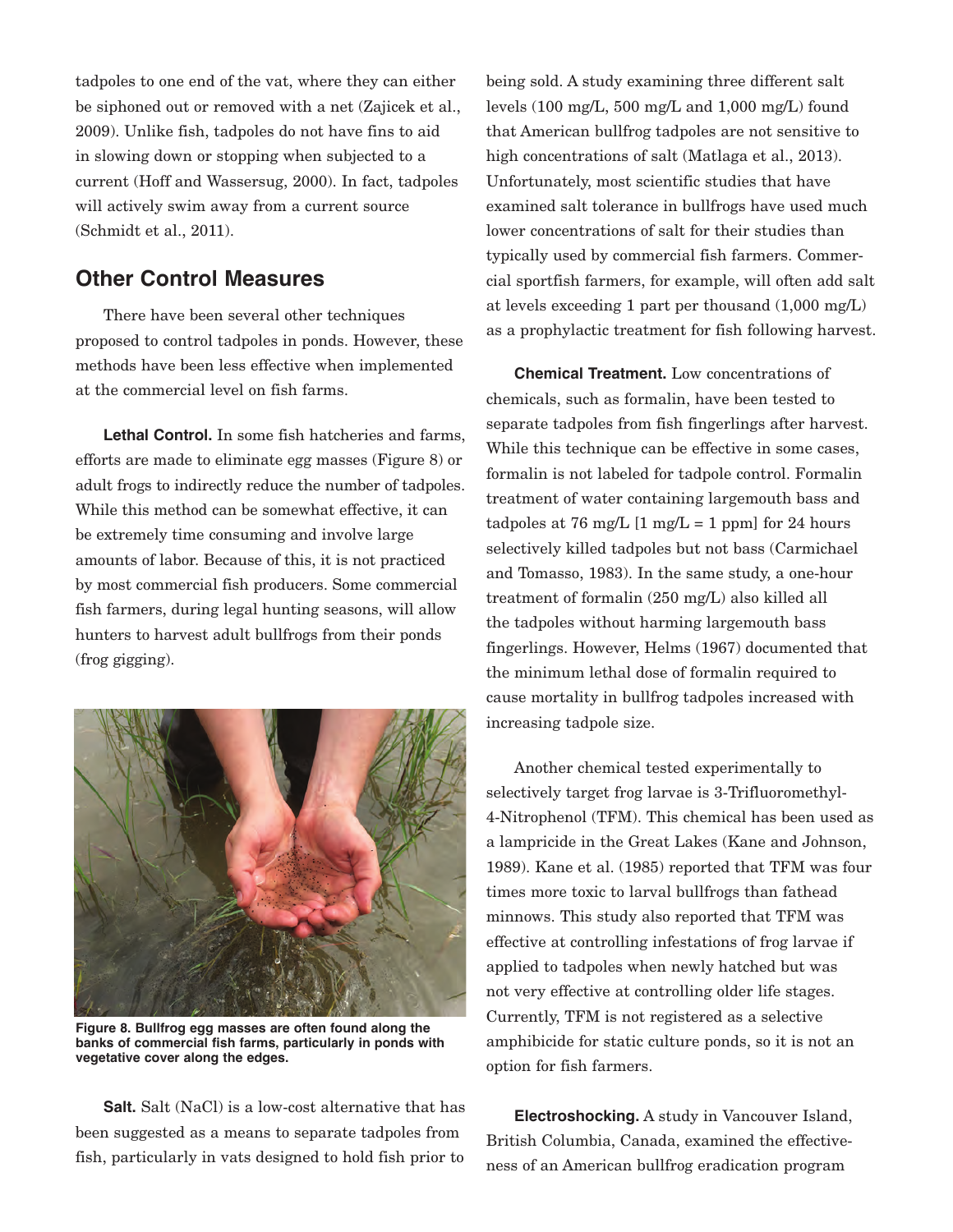tadpoles to one end of the vat, where they can either be siphoned out or removed with a net (Zajicek et al., 2009). Unlike fish, tadpoles do not have fins to aid in slowing down or stopping when subjected to a current (Hoff and Wassersug, 2000). In fact, tadpoles will actively swim away from a current source (Schmidt et al., 2011).

## Other Control Measures

There have been several other techniques proposed to control tadpoles in ponds. However, these methods have been less effective when implemented at the commercial level on fish farms.

**Lethal Control.** In some fish hatcheries and farms, efforts are made to eliminate egg masses (Figure 8) or adult frogs to indirectly reduce the number of tadpoles. While this method can be somewhat effective, it can be extremely time consuming and involve large amounts of labor. Because of this, it is not practiced by most commercial fish producers. Some commercial fish farmers, during legal hunting seasons, will allow hunters to harvest adult bullfrogs from their ponds (frog gigging).

**Figure 8. Bullfrog egg masses are often found along the banks of commercial fish farms, particularly in ponds with vegetative cover along the edges.**

**Salt.** Salt (NaCl) is a low-cost alternative that has been suggested as a means to separate tadpoles from fish, particularly in vats designed to hold fish prior to being sold. A study examining three different salt levels (100 mg/L, 500 mg/L and 1,000 mg/L) found that American bullfrog tadpoles are not sensitive to high concentrations of salt (Matlaga et al., 2013). Unfortunately, most scientific studies that have examined salt tolerance in bullfrogs have used much lower concentrations of salt for their studies than typically used by commercial fish farmers. Commercial sportfish farmers, for example, will often add salt at levels exceeding 1 part per thousand (1,000 mg/L) as a prophylactic treatment for fish following harvest.

**Chemical Treatment.** Low concentrations of chemicals, such as formalin, have been tested to separate tadpoles from fish fingerlings after harvest. While this technique can be effective in some cases, formalin is not labeled for tadpole control. Formalin treatment of water containing largemouth bass and tadpoles at 76 mg/L [1 mg/L = 1 ppm] for 24 hours selectively killed tadpoles but not bass (Carmichael and Tomasso, 1983). In the same study, a one-hour treatment of formalin (250 mg/L) also killed all the tadpoles without harming largemouth bass fingerlings. However, Helms (1967) documented that the minimum lethal dose of formalin required to cause mortality in bullfrog tadpoles increased with increasing tadpole size.

Another chemical tested experimentally to selectively target frog larvae is 3-Trifluoromethyl-4-Nitrophenol (TFM). This chemical has been used as a lampricide in the Great Lakes (Kane and Johnson, 1989). Kane et al. (1985) reported that TFM was four times more toxic to larval bullfrogs than fathead minnows. This study also reported that TFM was effective at controlling infestations of frog larvae if applied to tadpoles when newly hatched but was not very effective at controlling older life stages. Currently, TFM is not registered as a selective amphibicide for static culture ponds, so it is not an option for fish farmers.

**Electroshocking.** A study in Vancouver Island, British Columbia, Canada, examined the effectiveness of an American bullfrog eradication program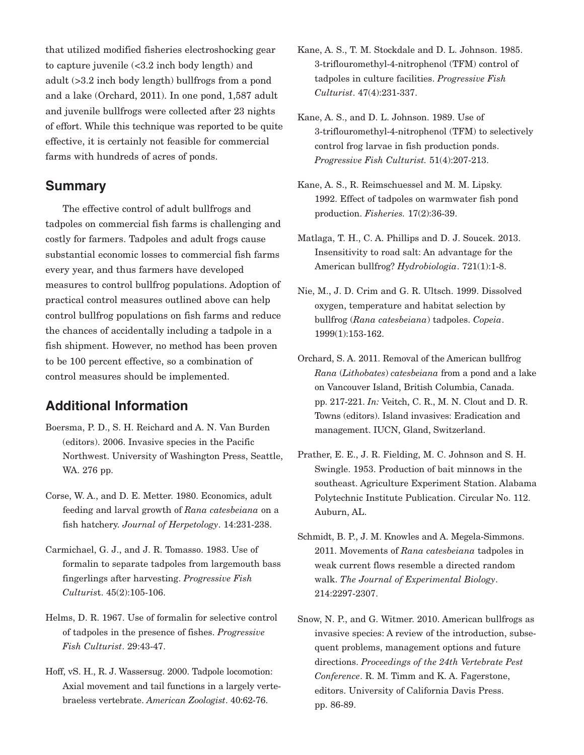that utilized modified fisheries electroshocking gear to capture juvenile (<3.2 inch body length) and adult (>3.2 inch body length) bullfrogs from a pond and a lake (Orchard, 2011). In one pond, 1,587 adult and juvenile bullfrogs were collected after 23 nights of effort. While this technique was reported to be quite effective, it is certainly not feasible for commercial farms with hundreds of acres of ponds.

## Summary

The effective control of adult bullfrogs and tadpoles on commercial fish farms is challenging and costly for farmers. Tadpoles and adult frogs cause substantial economic losses to commercial fish farms every year, and thus farmers have developed measures to control bullfrog populations. Adoption of practical control measures outlined above can help control bullfrog populations on fish farms and reduce the chances of accidentally including a tadpole in a fish shipment. However, no method has been proven to be 100 percent effective, so a combination of control measures should be implemented.

## Additional Information

Boersma, P. D., S. H. Reichard and A. N. Van Burden (editors). 2006. Invasive species in the Pacific Northwest. University of Washington Press, Seattle, WA. 276 pp.

Corse, W. A., and D. E. Metter. 1980. Economics, adult feeding and larval growth of *Rana catesbeiana* on a fish hatchery. *Journal of Herpetology*. 14:231-238.

Carmichael, G. J., and J. R. Tomasso. 1983. Use of formalin to separate tadpoles from largemouth bass fingerlings after harvesting. *Progressive Fish Culturist*. 45(2):105-106.

Helms, D. R. 1967. Use of formalin for selective control of tadpoles in the presence of fishes. *Progressive Fish Culturist*. 29:43-47.

Hoff, vS. H., R. J. Wassersug. 2000. Tadpole locomotion: Axial movement and tail functions in a largely vertebraeless vertebrate. *American Zoologist*. 40:62-76.

Kane, A. S., T. M. Stockdale and D. L. Johnson. 1985. 3-triflouromethyl-4-nitrophenol (TFM) control of tadpoles in culture facilities. *Progressive Fish Culturist*. 47(4):231-337.

Kane, A. S., and D. L. Johnson. 1989. Use of 3-triflouromethyl-4-nitrophenol (TFM) to selectively control frog larvae in fish production ponds. *Progressive Fish Culturist.* 51(4):207-213.

Kane, A. S., R. Reimschuessel and M. M. Lipsky. 1992. Effect of tadpoles on warmwater fish pond production. *Fisheries.* 17(2):36-39.

Matlaga, T. H., C. A. Phillips and D. J. Soucek. 2013. Insensitivity to road salt: An advantage for the American bullfrog? *Hydrobiologia*. 721(1):1-8.

Nie, M., J. D. Crim and G. R. Ultsch. 1999. Dissolved oxygen, temperature and habitat selection by bullfrog (*Rana catesbeiana*) tadpoles. *Copeia*. 1999(1):153-162.

Orchard, S. A. 2011. Removal of the American bullfrog *Rana* (*Lithobates*) *catesbeiana* from a pond and a lake on Vancouver Island, British Columbia, Canada. pp. 217-221. *In:* Veitch, C. R., M. N. Clout and D. R. Towns (editors). Island invasives: Eradication and management. IUCN, Gland, Switzerland.

Prather, E. E., J. R. Fielding, M. C. Johnson and S. H. Swingle. 1953. Production of bait minnows in the southeast. Agriculture Experiment Station. Alabama Polytechnic Institute Publication. Circular No. 112. Auburn, AL.

Schmidt, B. P., J. M. Knowles and A. Megela-Simmons. 2011. Movements of *Rana catesbeiana* tadpoles in weak current flows resemble a directed random walk. *The Journal of Experimental Biology*. 214:2297-2307.

Snow, N. P., and G. Witmer. 2010. American bullfrogs as invasive species: A review of the introduction, subsequent problems, management options and future directions. *Proceedings of the 24th Vertebrate Pest Conference*. R. M. Timm and K. A. Fagerstone, editors. University of California Davis Press. pp. 86-89.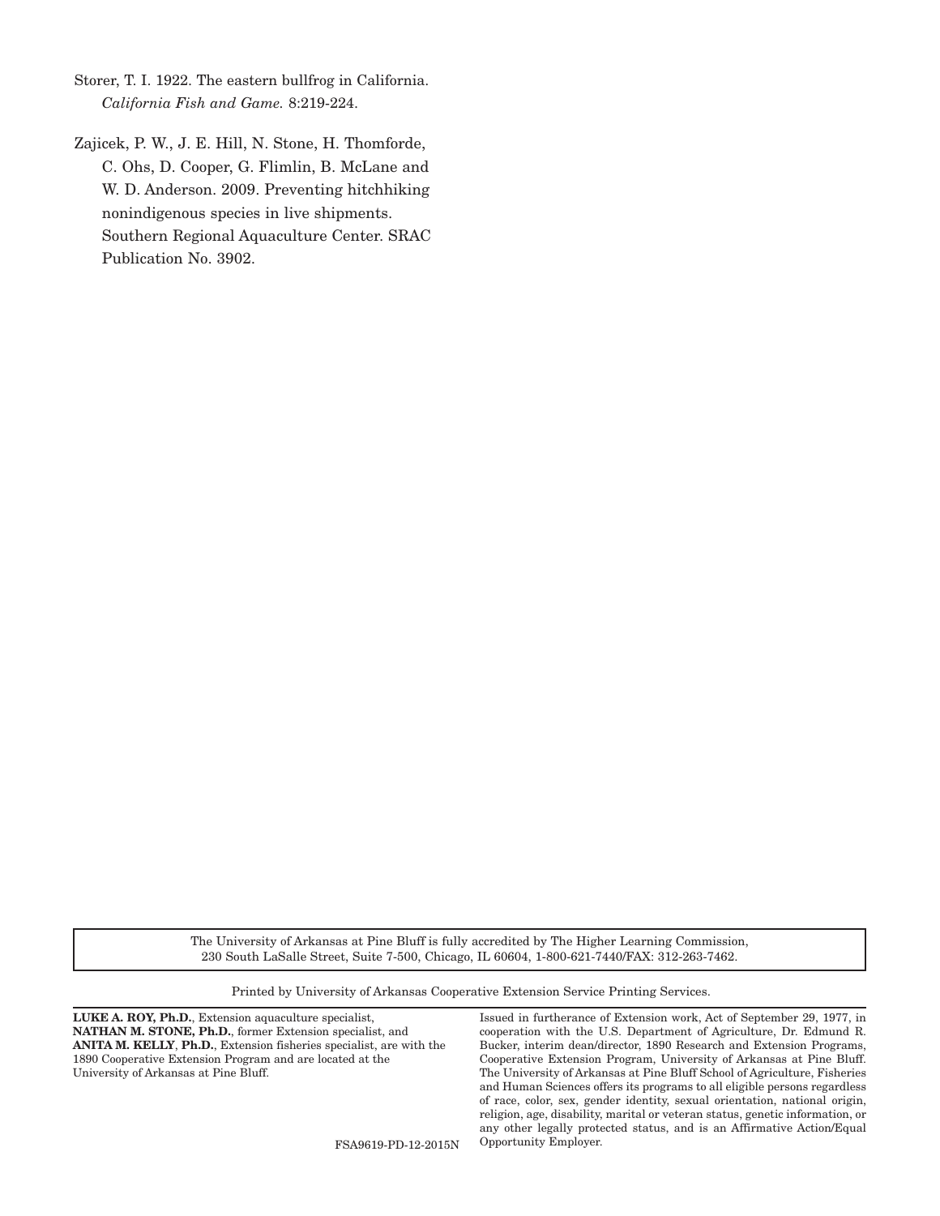Storer, T. I. 1922. The eastern bullfrog in California. *California Fish and Game.* 8:219-224.

Zajicek, P. W., J. E. Hill, N. Stone, H. Thomforde, C. Ohs, D. Cooper, G. Flimlin, B. McLane and W. D. Anderson. 2009. Preventing hitchhiking nonindigenous species in live shipments. Southern Regional Aquaculture Center. SRAC Publication No. 3902.

The University of Arkansas at Pine Bluff is fully accredited by The Higher Learning Commission, 230 South LaSalle Street, Suite 7-500, Chicago, IL 60604, 1-800-621-7440/FAX: 312-263-7462.

Printed by University of Arkansas Cooperative Extension Service Printing Services.

**LUKE A. ROY, Ph.D.**, Extension aquaculture specialist, **NATHAN M. STONE, Ph.D.**, former Extension specialist, and **ANITA M. KELLY**, **Ph.D.**, Extension fisheries specialist, are with the 1890 Cooperative Extension Program and are located at the University of Arkansas at Pine Bluff.

FSA9619-PD-12-2015N

Issued in furtherance of Extension work, Act of September 29, 1977, in cooperation with the U.S. Department of Agriculture, Dr. Edmund R. Bucker, interim dean/director, 1890 Research and Extension Programs, Cooperative Extension Program, University of Arkansas at Pine Bluff. The University of Arkansas at Pine Bluff School of Agriculture, Fisheries and Human Sciences offers its programs to all eligible persons regardless of race, color, sex, gender identity, sexual orientation, national origin, religion, age, disability, marital or veteran status, genetic information, or any other legally protected status, and is an Affirmative Action/Equal Opportunity Employer.